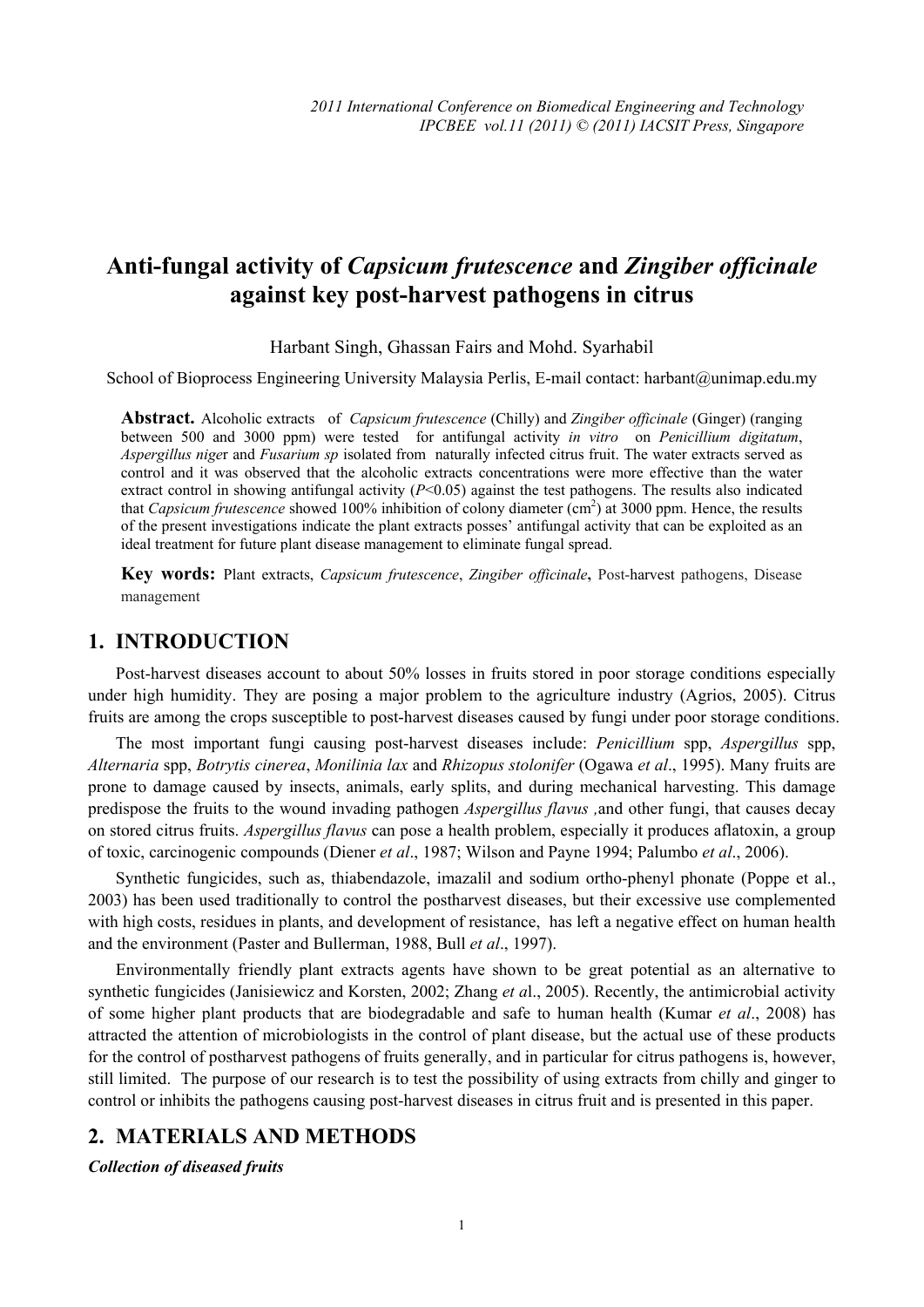# Anti-fungal activity of *Capsicum frutescence* and *Zingiber officinale* against key post-harvest pathogens in citrus

Harbant Singh, Ghassan Fairs and Mohd. Syarhabil

School of Bioprocess Engineering University Malaysia Perlis, E-mail contact: harbant@unimap.edu.my

**Abstract.** Alcoholic extracts of *Capsicum frutescence* (Chilly) and *Zingiber officinale* (Ginger) (ranging between 500 and 3000 ppm) were tested for antifungal activity *in vitro* on *Penicillium digitatum*, *Aspergillus niger* and *Fusarium sp* isolated from naturally infected citrus fruit. The water extracts served as control and it was observed that the alcoholic extracts concentrations were more effective than the water extract control in showing antifungal activity ($P<0.05$) against the test pathogens. The results also indicated that *Capsicum frutescence* showed 100% inhibition of colony diameter ($cm^2$) at 3000 ppm. Hence, the results of the present investigations indicate the plant extracts posses' antifungal activity that can be exploited as an ideal treatment for future plant disease management to eliminate fungal spread.

**Key words:** Plant extracts, *Capsicum frutescence*, *Zingiber officinale*, Post-harvest pathogens, Disease management

## 1. INTRODUCTION

Post-harvest diseases account to about 50% losses in fruits stored in poor storage conditions especially under high humidity. They are posing a major problem to the agriculture industry (Agrios, 2005). Citrus fruits are among the crops susceptible to post-harvest diseases caused by fungi under poor storage conditions.

The most important fungi causing post-harvest diseases include: *Penicillium* spp, *Aspergillus* spp, *Alternaria* spp, *Botrytis cinerea*, *Monilinia lax* and *Rhizopus stolonifer* (Ogawa *et al*., 1995). Many fruits are prone to damage caused by insects, animals, early splits, and during mechanical harvesting. This damage predispose the fruits to the wound invading pathogen *Aspergillus flavus* ,and other fungi, that causes decay on stored citrus fruits. *Aspergillus flavus* can pose a health problem, especially it produces aflatoxin, a group of toxic, carcinogenic compounds (Diener *et al*., 1987; Wilson and Payne 1994; Palumbo *et al*., 2006).

Synthetic fungicides, such as, thiabendazole, imazalil and sodium ortho-phenyl phonate (Poppe et al., 2003) has been used traditionally to control the postharvest diseases, but their excessive use complemented with high costs, residues in plants, and development of resistance, has left a negative effect on human health and the environment (Paster and Bullerman, 1988, Bull *et al*., 1997).

Environmentally friendly plant extracts agents have shown to be great potential as an alternative to synthetic fungicides (Janisiewicz and Korsten, 2002; Zhang *et a*l., 2005). Recently, the antimicrobial activity of some higher plant products that are biodegradable and safe to human health (Kumar *et al*., 2008) has attracted the attention of microbiologists in the control of plant disease, but the actual use of these products for the control of postharvest pathogens of fruits generally, and in particular for citrus pathogens is, however, still limited. The purpose of our research is to test the possibility of using extracts from chilly and ginger to control or inhibits the pathogens causing post-harvest diseases in citrus fruit and is presented in this paper.

## 2. MATERIALS AND METHODS

***Collection of diseased fruits***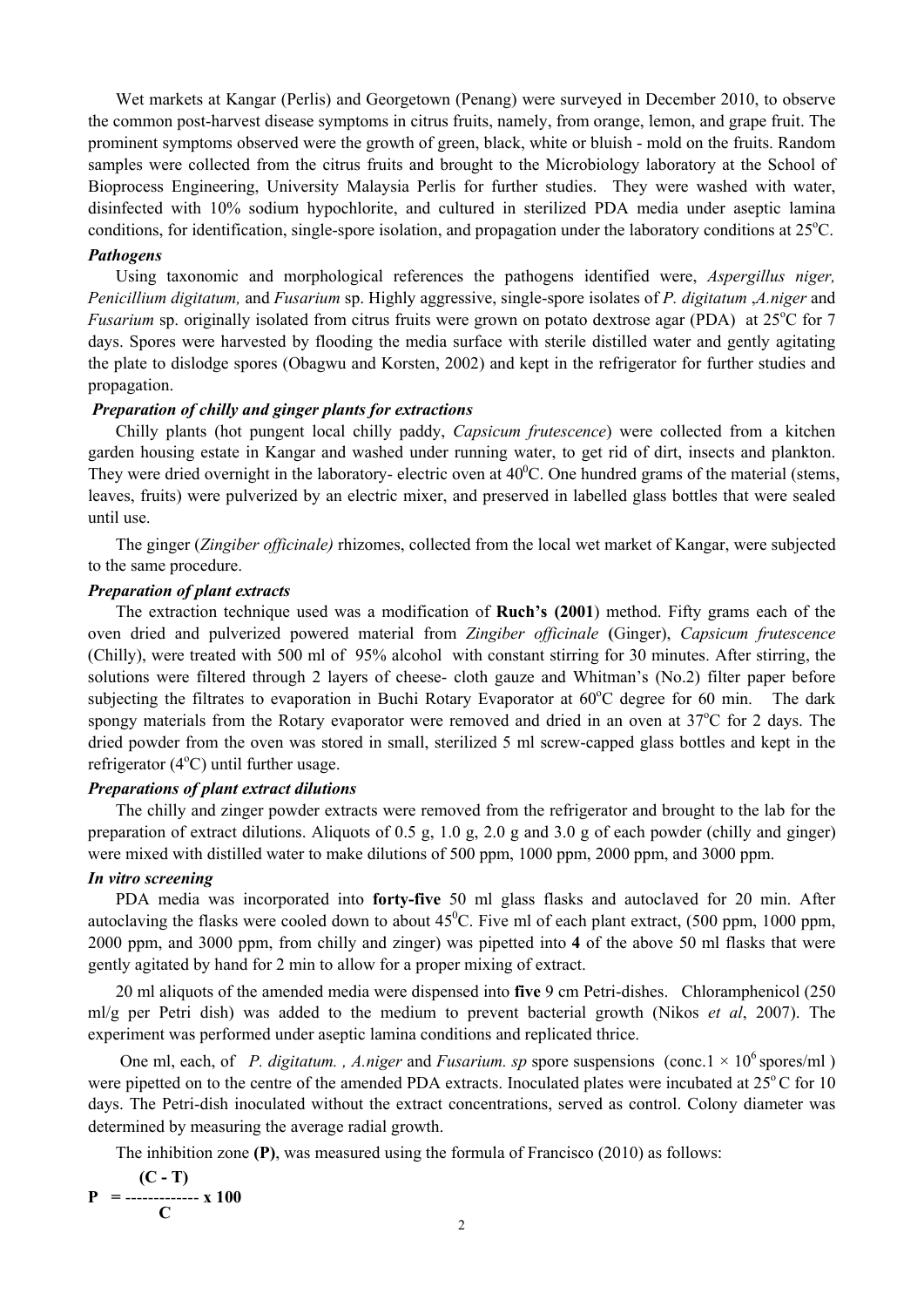Wet markets at Kangar (Perlis) and Georgetown (Penang) were surveyed in December 2010, to observe the common post-harvest disease symptoms in citrus fruits, namely, from orange, lemon, and grape fruit. The prominent symptoms observed were the growth of green, black, white or bluish - mold on the fruits. Random samples were collected from the citrus fruits and brought to the Microbiology laboratory at the School of Bioprocess Engineering, University Malaysia Perlis for further studies. They were washed with water, disinfected with 10% sodium hypochlorite, and cultured in sterilized PDA media under aseptic lamina conditions, for identification, single-spore isolation, and propagation under the laboratory conditions at 25$^{o}$C.

***Pathogens***

Using taxonomic and morphological references the pathogens identified were, *Aspergillus niger, Penicillium digitatum,* and *Fusarium* sp. Highly aggressive, single-spore isolates of *P. digitatum* ,*A.niger* and *Fusarium* sp. originally isolated from citrus fruits were grown on potato dextrose agar (PDA) at 25$^{o}$C for 7 days. Spores were harvested by flooding the media surface with sterile distilled water and gently agitating the plate to dislodge spores (Obagwu and Korsten, 2002) and kept in the refrigerator for further studies and propagation.

***Preparation of chilly and ginger plants for extractions***

Chilly plants (hot pungent local chilly paddy, *Capsicum frutescence*) were collected from a kitchen garden housing estate in Kangar and washed under running water, to get rid of dirt, insects and plankton. They were dried overnight in the laboratory- electric oven at 40$^{0}$C. One hundred grams of the material (stems, leaves, fruits) were pulverized by an electric mixer, and preserved in labelled glass bottles that were sealed until use.

The ginger (*Zingiber officinale)* rhizomes, collected from the local wet market of Kangar, were subjected to the same procedure.

***Preparation of plant extracts***

The extraction technique used was a modification of **Ruch's (2001**) method. Fifty grams each of the oven dried and pulverized powered material from *Zingiber officinale* **(**Ginger), *Capsicum frutescence* (Chilly), were treated with 500 ml of 95% alcohol with constant stirring for 30 minutes. After stirring, the solutions were filtered through 2 layers of cheese- cloth gauze and Whitman's (No.2) filter paper before subjecting the filtrates to evaporation in Buchi Rotary Evaporator at 60$^{o}$C degree for 60 min. The dark spongy materials from the Rotary evaporator were removed and dried in an oven at 37$^{o}$C for 2 days. The dried powder from the oven was stored in small, sterilized 5 ml screw-capped glass bottles and kept in the refrigerator (4$^{o}$C) until further usage.

***Preparations of plant extract dilutions***

The chilly and zinger powder extracts were removed from the refrigerator and brought to the lab for the preparation of extract dilutions. Aliquots of 0.5 g, 1.0 g, 2.0 g and 3.0 g of each powder (chilly and ginger) were mixed with distilled water to make dilutions of 500 ppm, 1000 ppm, 2000 ppm, and 3000 ppm.

***In vitro screening***

PDA media was incorporated into **forty-five** 50 ml glass flasks and autoclaved for 20 min. After autoclaving the flasks were cooled down to about 45$^{0}$C. Five ml of each plant extract, (500 ppm, 1000 ppm, 2000 ppm, and 3000 ppm, from chilly and zinger) was pipetted into **4** of the above 50 ml flasks that were gently agitated by hand for 2 min to allow for a proper mixing of extract.

20 ml aliquots of the amended media were dispensed into **five** 9 cm Petri-dishes. Chloramphenicol (250 ml/g per Petri dish) was added to the medium to prevent bacterial growth (Nikos *et al*, 2007). The experiment was performed under aseptic lamina conditions and replicated thrice.

One ml, each, of *P. digitatum. , A.niger* and *Fusarium. sp* spore suspensions (conc.$1 \times 10^{6}$ spores/ml ) were pipetted on to the centre of the amended PDA extracts. Inoculated plates were incubated at 25$^{o}$ C for 10 days. The Petri-dish inoculated without the extract concentrations, served as control. Colony diameter was determined by measuring the average radial growth.

The inhibition zone **(P)**, was measured using the formula of Francisco (2010) as follows:

$$\mathbf{P} = \frac{(\mathbf{C} - \mathbf{T})}{\mathbf{C}} \times 100$$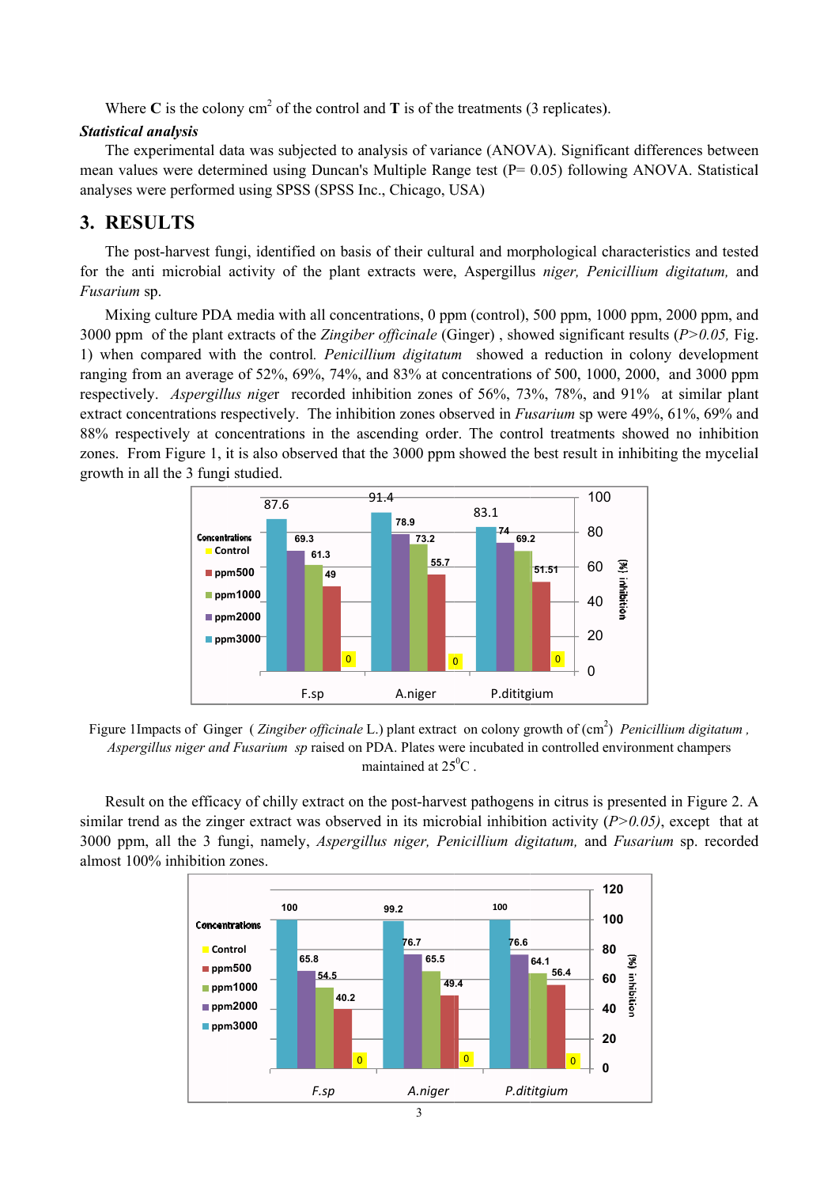Where **C** is the colony $cm^2$ of the control and **T** is of the treatments (3 replicates).

***Statistical analysis***

The experimental data was subjected to analysis of variance (ANOVA). Significant differences between mean values were determined using Duncan's Multiple Range test (P= 0.05) following ANOVA. Statistical analyses were performed using SPSS (SPSS Inc., Chicago, USA)

## 3. RESULTS

The post-harvest fungi, identified on basis of their cultural and morphological characteristics and tested for the anti microbial activity of the plant extracts were, Aspergillus *niger, Penicillium digitatum,* and *Fusarium* sp.

Mixing culture PDA media with all concentrations, 0 ppm (control), 500 ppm, 1000 ppm, 2000 ppm, and 3000 ppm of the plant extracts of the *Zingiber officinale* (Ginger) , showed significant results (*P>0.05,* Fig. 1) when compared with the control*. Penicillium digitatum* showed a reduction in colony development ranging from an average of 52%, 69%, 74%, and 83% at concentrations of 500, 1000, 2000, and 3000 ppm respectively. *Aspergillus niger* recorded inhibition zones of 56%, 73%, 78%, and 91% at similar plant extract concentrations respectively. The inhibition zones observed in *Fusarium* sp were 49%, 61%, 69% and 88% respectively at concentrations in the ascending order. The control treatments showed no inhibition zones. From Figure 1, it is also observed that the 3000 ppm showed the best result in inhibiting the mycelial growth in all the 3 fungi studied.

| Concentrations | F.sp | A.niger | P.dititgium |
|---|---|---|---|
| ppm3000 | 87.6 | 91.4 | 83.1 |
| ppm2000 | 69.3 | 78.9 | 74 |
| ppm1000 | 61.3 | 73.2 | 69.2 |
| ppm500 | 49 | 55.7 | 51.51 |
| Control | 0 | 0 | 0 |

(%) inhibition

Figure 1Impacts of Ginger ( *Zingiber officinale* L.) plant extract on colony growth of ($cm^2$) *Penicillium digitatum , Aspergillus niger and Fusarium sp* raised on PDA. Plates were incubated in controlled environment champers maintained at 25$^0$C .

Result on the efficacy of chilly extract on the post-harvest pathogens in citrus is presented in Figure 2. A similar trend as the zinger extract was observed in its microbial inhibition activity (*P>0.05)*, except that at 3000 ppm, all the 3 fungi, namely, *Aspergillus niger, Penicillium digitatum,* and *Fusarium* sp. recorded almost 100% inhibition zones.

| Concentrations | F.sp | A.niger | P.dititgium |
|---|---|---|---|
| ppm3000 | 100 | 99.2 | 100 |
| ppm2000 | 65.8 | 76.7 | 76.6 |
| ppm1000 | 54.5 | 65.5 | 64.1 |
| ppm500 | 40.2 | 49.4 | 56.4 |
| Control | 0 | 0 | 0 |

(%) inhibition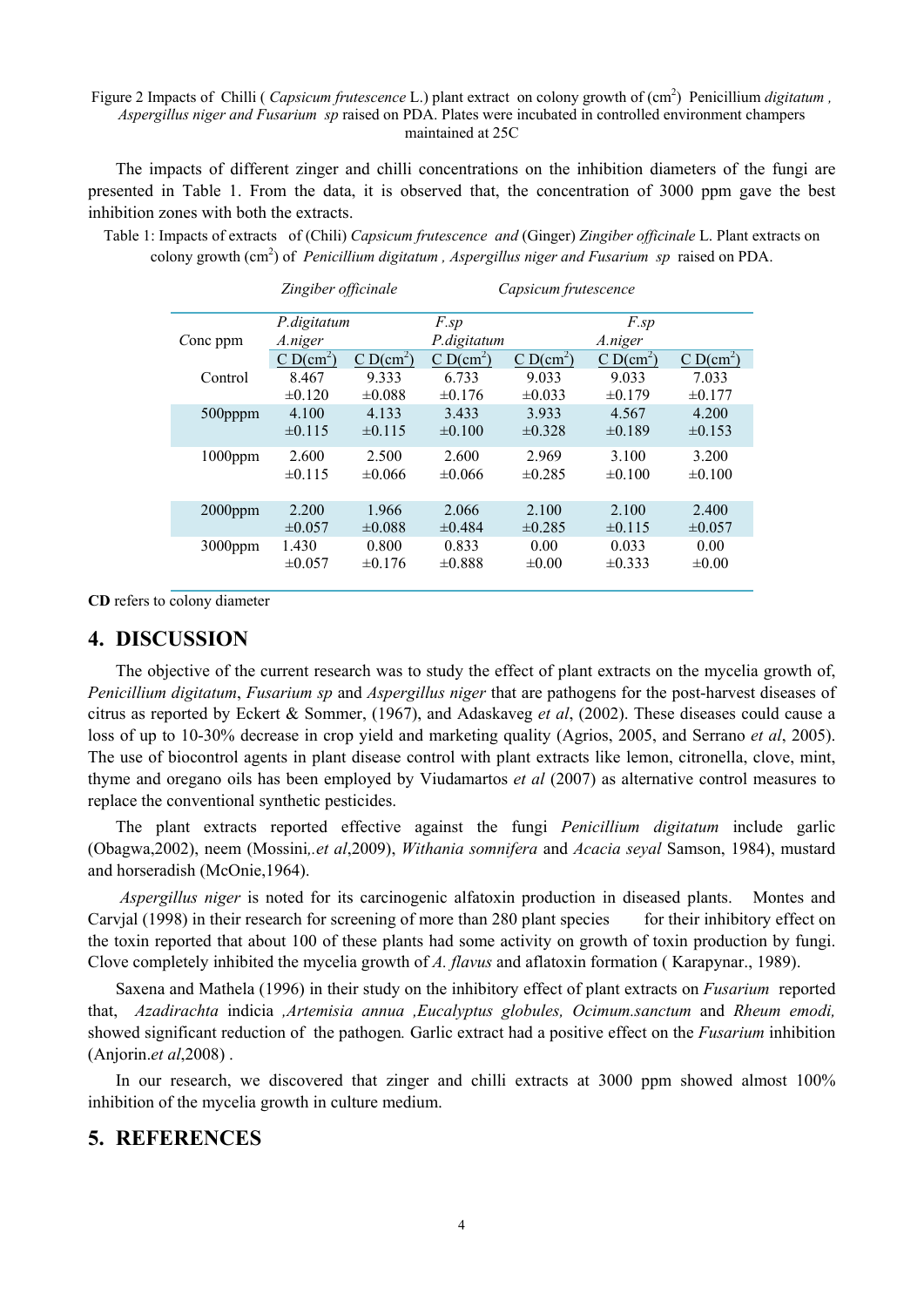Figure 2 Impacts of Chilli ( *Capsicum frutescence* L.) plant extract on colony growth of ($cm^2$) Penicillium *digitatum* , *Aspergillus niger and Fusarium sp* raised on PDA. Plates were incubated in controlled environment champers maintained at 25C

The impacts of different zinger and chilli concentrations on the inhibition diameters of the fungi are presented in Table 1. From the data, it is observed that, the concentration of 3000 ppm gave the best inhibition zones with both the extracts.

Table 1: Impacts of extracts of (Chili) *Capsicum frutescence and* (Ginger) *Zingiber officinale* L. Plant extracts on colony growth ($cm^2$) of *Penicillium digitatum , Aspergillus niger and Fusarium sp* raised on PDA.

| | *Zingiber officinale* | | | *Capsicum frutescence* | | |
|---|---|---|---|---|---|---|
| Conc ppm | *P.digitatum* | *A.niger* | *F.sp* | *P.digitatum* | *A.niger* | *F.sp* |
| | C D($cm^2$) | C D($cm^2$) | C D($cm^2$) | C D($cm^2$) | C D($cm^2$) | C D($cm^2$) |
| Control | 8.467 ±0.120 | 9.333 ±0.088 | 6.733 ±0.176 | 9.033 ±0.033 | 9.033 ±0.179 | 7.033 ±0.177 |
| 500pppm | 4.100 ±0.115 | 4.133 ±0.115 | 3.433 ±0.100 | 3.933 ±0.328 | 4.567 ±0.189 | 4.200 ±0.153 |
| 1000ppm | 2.600 ±0.115 | 2.500 ±0.066 | 2.600 ±0.066 | 2.969 ±0.285 | 3.100 ±0.100 | 3.200 ±0.100 |
| 2000ppm | 2.200 ±0.057 | 1.966 ±0.088 | 2.066 ±0.484 | 2.100 ±0.285 | 2.100 ±0.115 | 2.400 ±0.057 |
| 3000ppm | 1.430 ±0.057 | 0.800 ±0.176 | 0.833 ±0.888 | 0.00 ±0.00 | 0.033 ±0.333 | 0.00 ±0.00 |

**CD** refers to colony diameter

## 4. DISCUSSION

The objective of the current research was to study the effect of plant extracts on the mycelia growth of, *Penicillium digitatum*, *Fusarium sp* and *Aspergillus niger* that are pathogens for the post-harvest diseases of citrus as reported by Eckert & Sommer, (1967), and Adaskaveg *et al*, (2002). These diseases could cause a loss of up to 10-30% decrease in crop yield and marketing quality (Agrios, 2005, and Serrano *et al*, 2005). The use of biocontrol agents in plant disease control with plant extracts like lemon, citronella, clove, mint, thyme and oregano oils has been employed by Viudamartos *et al* (2007) as alternative control measures to replace the conventional synthetic pesticides.

The plant extracts reported effective against the fungi *Penicillium digitatum* include garlic (Obagwa,2002), neem (Mossini*,.et al*,2009), *Withania somnifera* and *Acacia seyal* Samson, 1984), mustard and horseradish (McOnie,1964).

*Aspergillus niger* is noted for its carcinogenic alfatoxin production in diseased plants. Montes and Carvjal (1998) in their research for screening of more than 280 plant species for their inhibitory effect on the toxin reported that about 100 of these plants had some activity on growth of toxin production by fungi. Clove completely inhibited the mycelia growth of *A. flavus* and aflatoxin formation ( Karapynar., 1989).

Saxena and Mathela (1996) in their study on the inhibitory effect of plant extracts on *Fusarium* reported that, *Azadirachta* indicia *,Artemisia annua ,Eucalyptus globules, Ocimum.sanctum* and *Rheum emodi,* showed significant reduction of the pathogen*.* Garlic extract had a positive effect on the *Fusarium* inhibition (Anjorin.*et al*,2008) .

In our research, we discovered that zinger and chilli extracts at 3000 ppm showed almost 100% inhibition of the mycelia growth in culture medium.

## 5. REFERENCES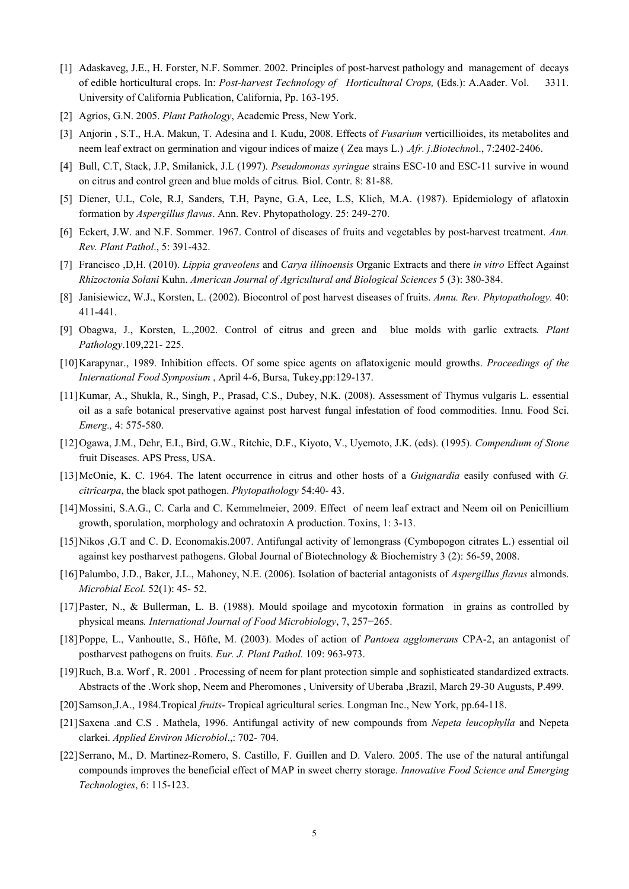[1] Adaskaveg, J.E., H. Forster, N.F. Sommer. 2002. Principles of post-harvest pathology and management of decays of edible horticultural crops. In: *Post-harvest Technology of Horticultural Crops,* (Eds.): A.Aader. Vol. 3311. University of California Publication, California, Pp. 163-195.

[2] Agrios, G.N. 2005. *Plant Pathology*, Academic Press, New York.

[3] Anjorin , S.T., H.A. Makun, T. Adesina and I. Kudu, 2008. Effects of *Fusarium* verticillioides, its metabolites and neem leaf extract on germination and vigour indices of maize ( Zea mays L.) .*Afr. j*.*Biotechno*l., 7:2402-2406.

[4] Bull, C.T, Stack, J.P, Smilanick, J.L (1997). *Pseudomonas syringae* strains ESC-10 and ESC-11 survive in wound on citrus and control green and blue molds of citrus*.* Biol. Contr. 8: 81-88.

[5] Diener, U.L, Cole, R.J, Sanders, T.H, Payne, G.A, Lee, L.S, Klich, M.A. (1987). Epidemiology of aflatoxin formation by *Aspergillus flavus*. Ann. Rev. Phytopathology. 25: 249-270.

[6] Eckert, J.W. and N.F. Sommer. 1967. Control of diseases of fruits and vegetables by post-harvest treatment. *Ann. Rev. Plant Pathol*., 5: 391-432.

[7] Francisco ,D,H. (2010). *Lippia graveolens* and *Carya illinoensis* Organic Extracts and there *in vitro* Effect Against *Rhizoctonia Solani* Kuhn. *American Journal of Agricultural and Biological Sciences* 5 (3): 380-384.

[8] Janisiewicz, W.J., Korsten, L. (2002). Biocontrol of post harvest diseases of fruits. *Annu. Rev. Phytopathology.* 40: 411-441.

[9] Obagwa, J., Korsten, L.,2002. Control of citrus and green and blue molds with garlic extracts*. Plant Pathology*.109,221- 225.

[10] Karapynar., 1989. Inhibition effects. Of some spice agents on aflatoxigenic mould growths. *Proceedings of the International Food Symposium* , April 4-6, Bursa, Tukey,pp:129-137.

[11] Kumar, A., Shukla, R., Singh, P., Prasad, C.S., Dubey, N.K. (2008). Assessment of Thymus vulgaris L. essential oil as a safe botanical preservative against post harvest fungal infestation of food commodities. Innu. Food Sci. *Emerg.,* 4: 575-580.

[12] Ogawa, J.M., Dehr, E.I., Bird, G.W., Ritchie, D.F., Kiyoto, V., Uyemoto, J.K. (eds). (1995). *Compendium of Stone* fruit Diseases. APS Press, USA.

[13] McOnie, K. C. 1964. The latent occurrence in citrus and other hosts of a *Guignardia* easily confused with *G. citricarpa*, the black spot pathogen. *Phytopathology* 54:40- 43.

[14] Mossini, S.A.G., C. Carla and C. Kemmelmeier, 2009. Effect of neem leaf extract and Neem oil on Penicillium growth, sporulation, morphology and ochratoxin A production. Toxins, 1: 3-13.

[15] Nikos ,G.T and C. D. Economakis.2007. Antifungal activity of lemongrass (Cymbopogon citrates L.) essential oil against key postharvest pathogens. Global Journal of Biotechnology & Biochemistry 3 (2): 56-59, 2008.

[16] Palumbo, J.D., Baker, J.L., Mahoney, N.E. (2006). Isolation of bacterial antagonists of *Aspergillus flavus* almonds. *Microbial Ecol.* 52(1): 45- 52.

[17] Paster, N., & Bullerman, L. B. (1988). Mould spoilage and mycotoxin formation in grains as controlled by physical means*. International Journal of Food Microbiology*, 7, 257−265.

[18] Poppe, L., Vanhoutte, S., Höfte, M. (2003). Modes of action of *Pantoea agglomerans* CPA-2, an antagonist of postharvest pathogens on fruits. *Eur. J. Plant Pathol.* 109: 963-973.

[19] Ruch, B.a. Worf , R. 2001 . Processing of neem for plant protection simple and sophisticated standardized extracts. Abstracts of the .Work shop, Neem and Pheromones , University of Uberaba ,Brazil, March 29-30 Augusts, P.499.

[20] Samson,J.A., 1984.Tropical *fruits*- Tropical agricultural series. Longman Inc., New York, pp.64-118.

[21] Saxena .and C.S . Mathela, 1996. Antifungal activity of new compounds from *Nepeta leucophylla* and Nepeta clarkei. *Applied Environ Microbiol*.,: 702- 704.

[22] Serrano, M., D. Martinez-Romero, S. Castillo, F. Guillen and D. Valero. 2005. The use of the natural antifungal compounds improves the beneficial effect of MAP in sweet cherry storage. *Innovative Food Science and Emerging Technologies*, 6: 115-123.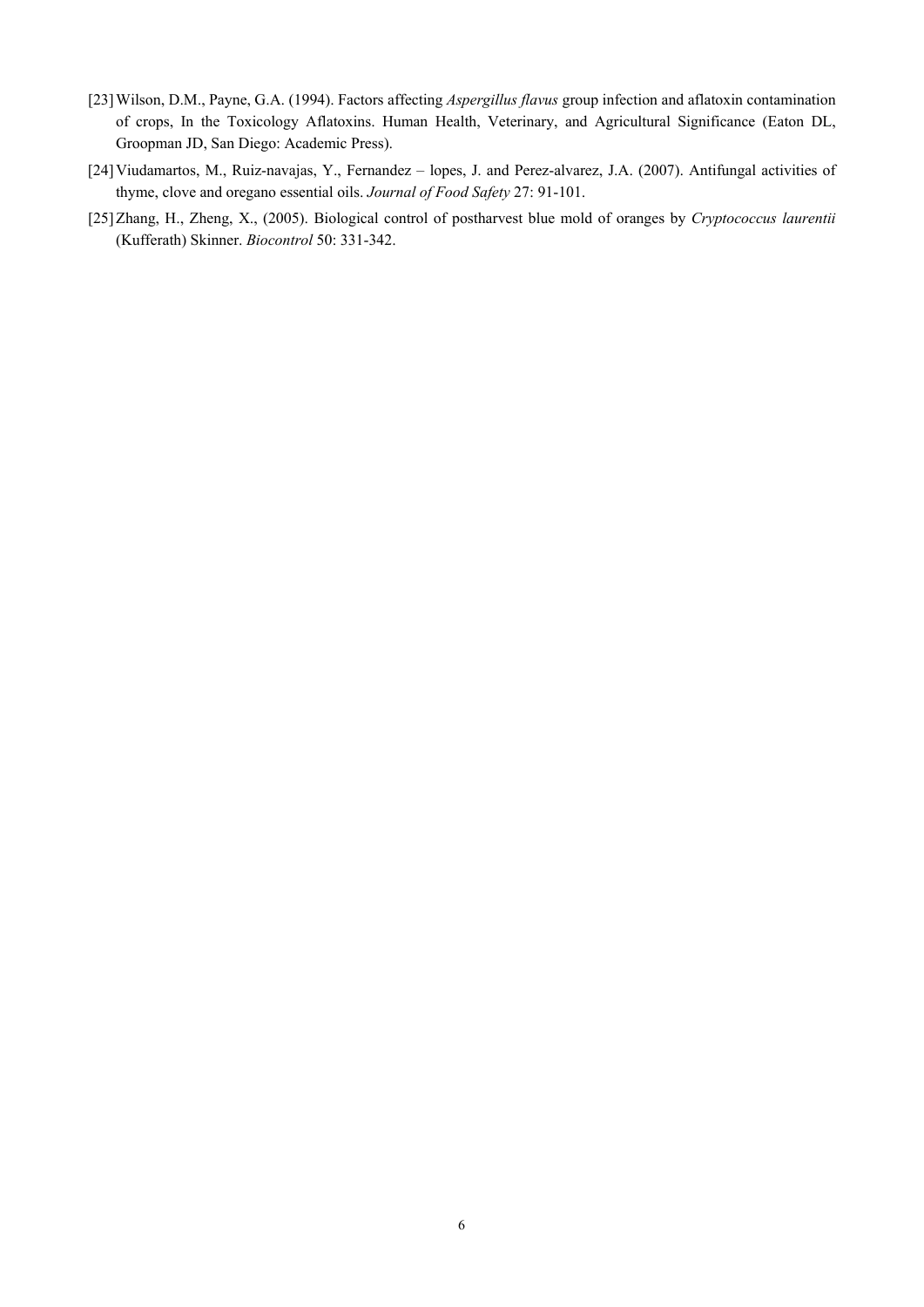[23] Wilson, D.M., Payne, G.A. (1994). Factors affecting *Aspergillus flavus* group infection and aflatoxin contamination of crops, In the Toxicology Aflatoxins. Human Health, Veterinary, and Agricultural Significance (Eaton DL, Groopman JD, San Diego: Academic Press).

[24] Viudamartos, M., Ruiz-navajas, Y., Fernandez – lopes, J. and Perez-alvarez, J.A. (2007). Antifungal activities of thyme, clove and oregano essential oils. *Journal of Food Safety* 27: 91-101.

[25] Zhang, H., Zheng, X., (2005). Biological control of postharvest blue mold of oranges by *Cryptococcus laurentii* (Kufferath) Skinner. *Biocontrol* 50: 331-342.